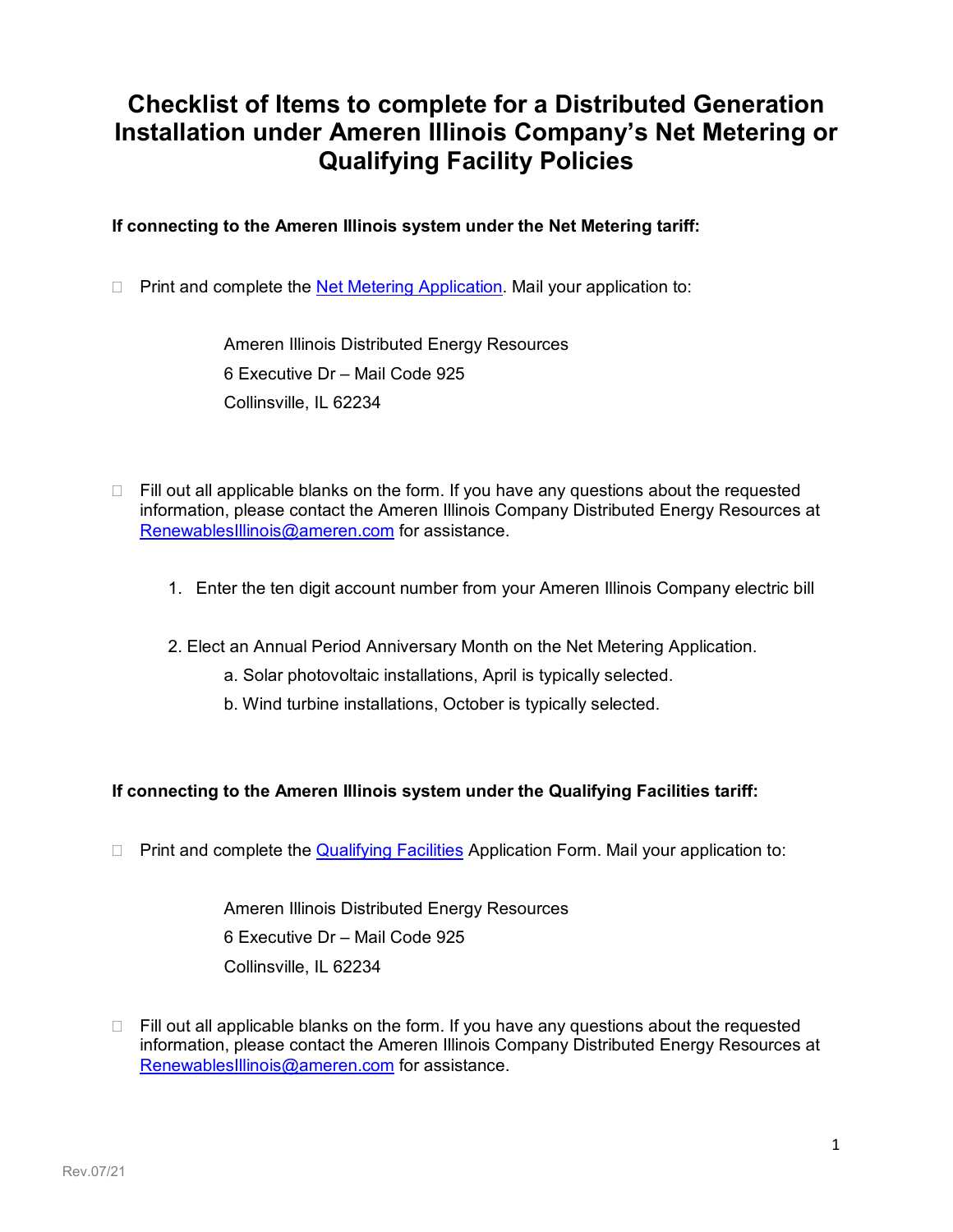# Checklist of Items to complete for a Distributed Generation Installation under Ameren Illinois Company's Net Metering or Qualifying Facility Policies

**If connecting to the Ameren Illinois system under the Net Metering tariff:**

- [ ] Print and complete the Net Metering Application. Mail your application to:

  Ameren Illinois Distributed Energy Resources
  6 Executive Dr – Mail Code 925
  Collinsville, IL 62234

- [ ] Fill out all applicable blanks on the form. If you have any questions about the requested information, please contact the Ameren Illinois Company Distributed Energy Resources at RenewablesIllinois@ameren.com for assistance.

  1. Enter the ten digit account number from your Ameren Illinois Company electric bill
  2. Elect an Annual Period Anniversary Month on the Net Metering Application.
     a. Solar photovoltaic installations, April is typically selected.
     b. Wind turbine installations, October is typically selected.

**If connecting to the Ameren Illinois system under the Qualifying Facilities tariff:**

- [ ] Print and complete the Qualifying Facilities Application Form. Mail your application to:

  Ameren Illinois Distributed Energy Resources
  6 Executive Dr – Mail Code 925
  Collinsville, IL 62234

- [ ] Fill out all applicable blanks on the form. If you have any questions about the requested information, please contact the Ameren Illinois Company Distributed Energy Resources at RenewablesIllinois@ameren.com for assistance.

Rev.07/21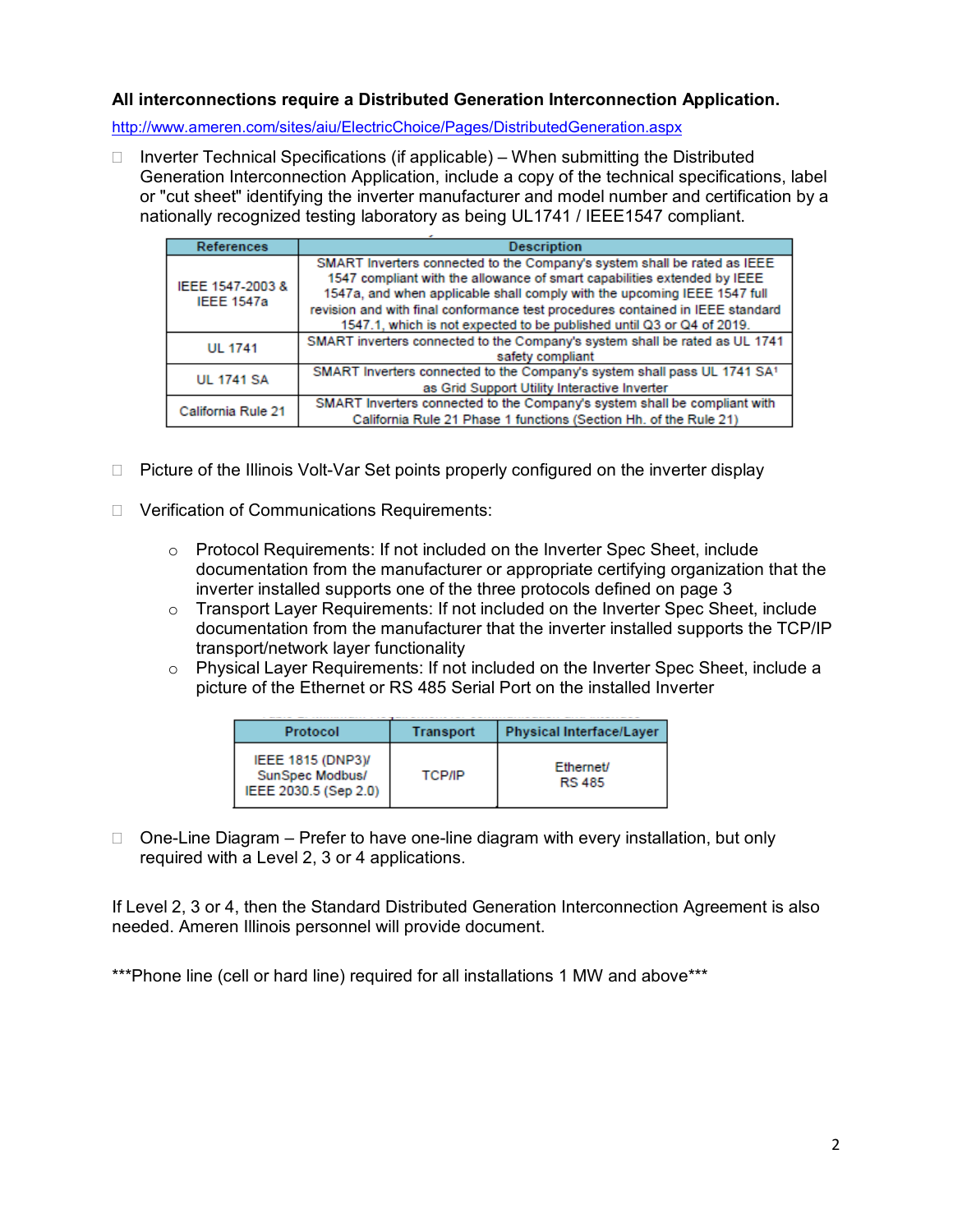**All interconnections require a Distributed Generation Interconnection Application.**

http://www.ameren.com/sites/aiu/ElectricChoice/Pages/DistributedGeneration.aspx

- Inverter Technical Specifications (if applicable) – When submitting the Distributed Generation Interconnection Application, include a copy of the technical specifications, label or "cut sheet" identifying the inverter manufacturer and model number and certification by a nationally recognized testing laboratory as being UL1741 / IEEE1547 compliant.

| References | Description |
|---|---|
| IEEE 1547-2003 & IEEE 1547a | SMART Inverters connected to the Company's system shall be rated as IEEE 1547 compliant with the allowance of smart capabilities extended by IEEE 1547a, and when applicable shall comply with the upcoming IEEE 1547 full revision and with final conformance test procedures contained in IEEE standard 1547.1, which is not expected to be published until Q3 or Q4 of 2019. |
| UL 1741 | SMART inverters connected to the Company's system shall be rated as UL 1741 safety compliant |
| UL 1741 SA | SMART Inverters connected to the Company's system shall pass UL 1741 SA[1] as Grid Support Utility Interactive Inverter |
| California Rule 21 | SMART Inverters connected to the Company's system shall be compliant with California Rule 21 Phase 1 functions (Section Hh. of the Rule 21) |

- Picture of the Illinois Volt-Var Set points properly configured on the inverter display

- Verification of Communications Requirements:

  - Protocol Requirements: If not included on the Inverter Spec Sheet, include documentation from the manufacturer or appropriate certifying organization that the inverter installed supports one of the three protocols defined on page 3
  - Transport Layer Requirements: If not included on the Inverter Spec Sheet, include documentation from the manufacturer that the inverter installed supports the TCP/IP transport/network layer functionality
  - Physical Layer Requirements: If not included on the Inverter Spec Sheet, include a picture of the Ethernet or RS 485 Serial Port on the installed Inverter

| Protocol | Transport | Physical Interface/Layer |
|---|---|---|
| IEEE 1815 (DNP3)/ SunSpec Modbus/ IEEE 2030.5 (Sep 2.0) | TCP/IP | Ethernet/ RS 485 |

- One-Line Diagram – Prefer to have one-line diagram with every installation, but only required with a Level 2, 3 or 4 applications.

If Level 2, 3 or 4, then the Standard Distributed Generation Interconnection Agreement is also needed. Ameren Illinois personnel will provide document.

***Phone line (cell or hard line) required for all installations 1 MW and above***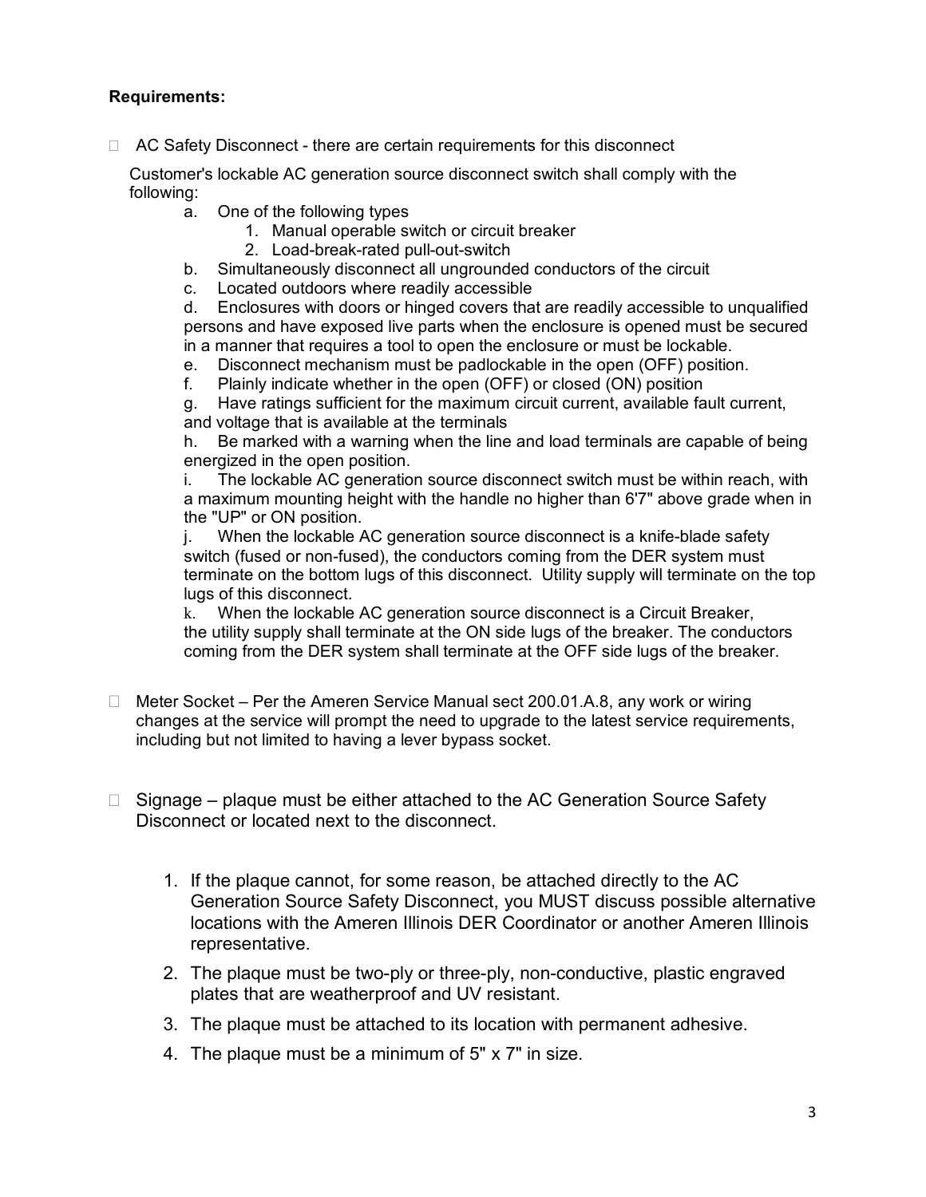**Requirements:**

- AC Safety Disconnect - there are certain requirements for this disconnect

  Customer's lockable AC generation source disconnect switch shall comply with the following:

  a. One of the following types
     1. Manual operable switch or circuit breaker
     2. Load-break-rated pull-out-switch

  b. Simultaneously disconnect all ungrounded conductors of the circuit

  c. Located outdoors where readily accessible

  d. Enclosures with doors or hinged covers that are readily accessible to unqualified persons and have exposed live parts when the enclosure is opened must be secured in a manner that requires a tool to open the enclosure or must be lockable.

  e. Disconnect mechanism must be padlockable in the open (OFF) position.

  f. Plainly indicate whether in the open (OFF) or closed (ON) position

  g. Have ratings sufficient for the maximum circuit current, available fault current, and voltage that is available at the terminals

  h. Be marked with a warning when the line and load terminals are capable of being energized in the open position.

  i. The lockable AC generation source disconnect switch must be within reach, with a maximum mounting height with the handle no higher than 6'7" above grade when in the "UP" or ON position.

  j. When the lockable AC generation source disconnect is a knife-blade safety switch (fused or non-fused), the conductors coming from the DER system must terminate on the bottom lugs of this disconnect. Utility supply will terminate on the top lugs of this disconnect.

  k. When the lockable AC generation source disconnect is a Circuit Breaker, the utility supply shall terminate at the ON side lugs of the breaker. The conductors coming from the DER system shall terminate at the OFF side lugs of the breaker.

- Meter Socket – Per the Ameren Service Manual sect 200.01.A.8, any work or wiring changes at the service will prompt the need to upgrade to the latest service requirements, including but not limited to having a lever bypass socket.

- Signage – plaque must be either attached to the AC Generation Source Safety Disconnect or located next to the disconnect.

  1. If the plaque cannot, for some reason, be attached directly to the AC Generation Source Safety Disconnect, you MUST discuss possible alternative locations with the Ameren Illinois DER Coordinator or another Ameren Illinois representative.
  2. The plaque must be two-ply or three-ply, non-conductive, plastic engraved plates that are weatherproof and UV resistant.
  3. The plaque must be attached to its location with permanent adhesive.
  4. The plaque must be a minimum of 5" x 7" in size.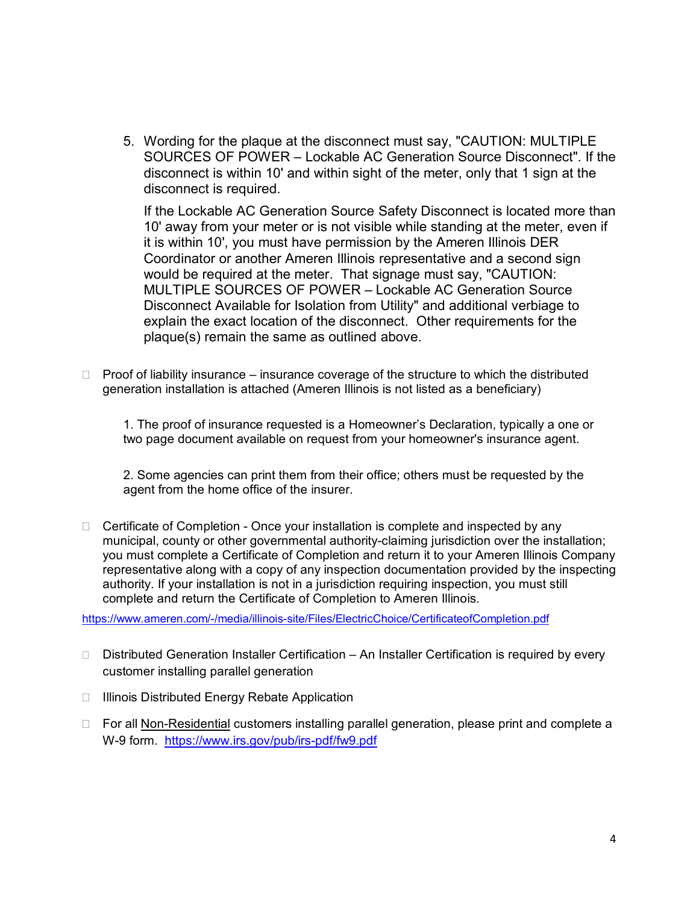5. Wording for the plaque at the disconnect must say, "CAUTION: MULTIPLE SOURCES OF POWER – Lockable AC Generation Source Disconnect". If the disconnect is within 10' and within sight of the meter, only that 1 sign at the disconnect is required.

   If the Lockable AC Generation Source Safety Disconnect is located more than 10' away from your meter or is not visible while standing at the meter, even if it is within 10', you must have permission by the Ameren Illinois DER Coordinator or another Ameren Illinois representative and a second sign would be required at the meter. That signage must say, "CAUTION: MULTIPLE SOURCES OF POWER – Lockable AC Generation Source Disconnect Available for Isolation from Utility" and additional verbiage to explain the exact location of the disconnect. Other requirements for the plaque(s) remain the same as outlined above.

- ☐ Proof of liability insurance – insurance coverage of the structure to which the distributed generation installation is attached (Ameren Illinois is not listed as a beneficiary)

  1. The proof of insurance requested is a Homeowner's Declaration, typically a one or two page document available on request from your homeowner's insurance agent.

  2. Some agencies can print them from their office; others must be requested by the agent from the home office of the insurer.

- ☐ Certificate of Completion - Once your installation is complete and inspected by any municipal, county or other governmental authority-claiming jurisdiction over the installation; you must complete a Certificate of Completion and return it to your Ameren Illinois Company representative along with a copy of any inspection documentation provided by the inspecting authority. If your installation is not in a jurisdiction requiring inspection, you must still complete and return the Certificate of Completion to Ameren Illinois.

https://www.ameren.com/-/media/illinois-site/Files/ElectricChoice/CertificateofCompletion.pdf

- ☐ Distributed Generation Installer Certification – An Installer Certification is required by every customer installing parallel generation

- ☐ Illinois Distributed Energy Rebate Application

- ☐ For all Non-Residential customers installing parallel generation, please print and complete a W-9 form. https://www.irs.gov/pub/irs-pdf/fw9.pdf